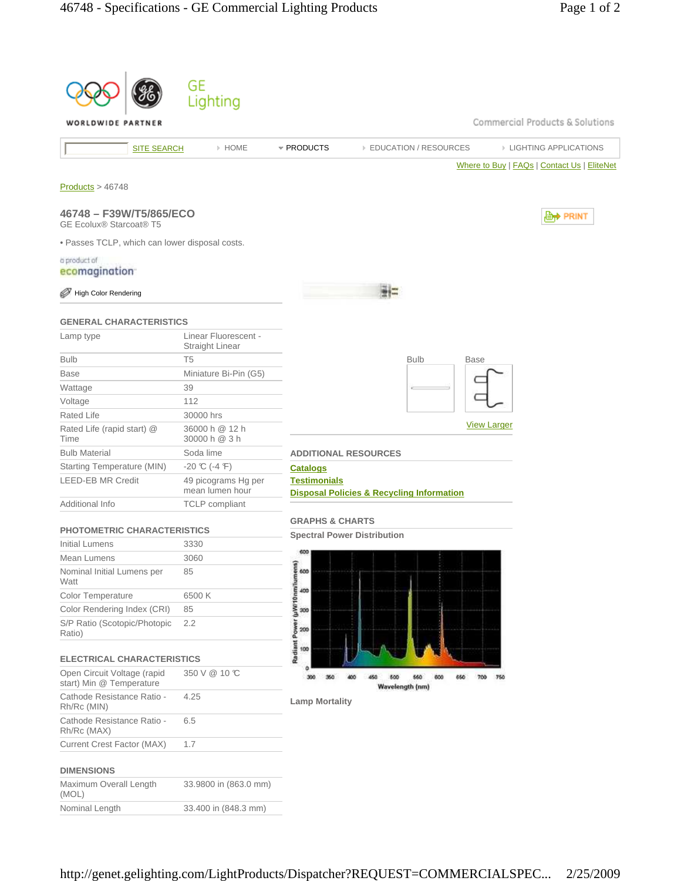GE Lighting

WORLDWIDE PARTNER

Commercial Products & Solutions

SITE SEARCH | HOME | PRODUCTS | EDUCATION / RESOURCES | LIGHTING APPLICATIONS

Where to Buy | FAQs | Contact Us | EliteNet

Products > 46748

## 46748 – F39W/T5/865/ECO

GE Ecolux® Starcoat® T5

• Passes TCLP, which can lower disposal costs.

a product of ecomagination

High Color Rendering

### GENERAL CHARACTERISTICS

| | |
|---|---|
| Lamp type | Linear Fluorescent - Straight Linear |
| Bulb | T5 |
| Base | Miniature Bi-Pin (G5) |
| Wattage | 39 |
| Voltage | 112 |
| Rated Life | 30000 hrs |
| Rated Life (rapid start) @ Time | 36000 h @ 12 h<br>30000 h @ 3 h |
| Bulb Material | Soda lime |
| Starting Temperature (MIN) | -20 ℃ (-4 ℉) |
| LEED-EB MR Credit | 49 picograms Hg per mean lumen hour |
| Additional Info | TCLP compliant |

### PHOTOMETRIC CHARACTERISTICS

| | |
|---|---|
| Initial Lumens | 3330 |
| Mean Lumens | 3060 |
| Nominal Initial Lumens per Watt | 85 |
| Color Temperature | 6500 K |
| Color Rendering Index (CRI) | 85 |
| S/P Ratio (Scotopic/Photopic Ratio) | 2.2 |

### ELECTRICAL CHARACTERISTICS

| | |
|---|---|
| Open Circuit Voltage (rapid start) Min @ Temperature | 350 V @ 10 ℃ |
| Cathode Resistance Ratio - Rh/Rc (MIN) | 4.25 |
| Cathode Resistance Ratio - Rh/Rc (MAX) | 6.5 |
| Current Crest Factor (MAX) | 1.7 |

### DIMENSIONS

| | |
|---|---|
| Maximum Overall Length (MOL) | 33.9800 in (863.0 mm) |
| Nominal Length | 33.400 in (848.3 mm) |

Bulb | Base

View Larger

### ADDITIONAL RESOURCES

Catalogs

Testimonials

Disposal Policies & Recycling Information

### GRAPHS & CHARTS

**Spectral Power Distribution**

Radiant Power (µW/10nm/lumens) vs. Wavelength (nm)

**Lamp Mortality**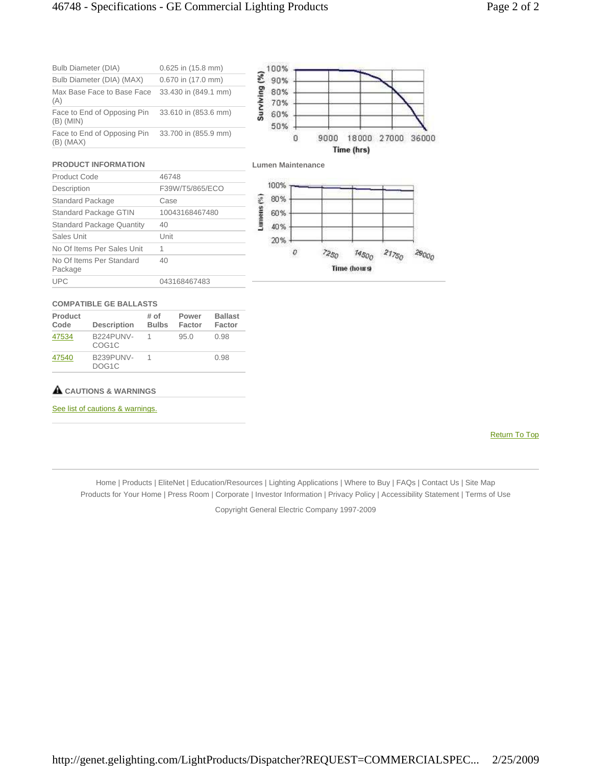| | |
|---|---|
| Bulb Diameter (DIA) | 0.625 in (15.8 mm) |
| Bulb Diameter (DIA) (MAX) | 0.670 in (17.0 mm) |
| Max Base Face to Base Face (A) | 33.430 in (849.1 mm) |
| Face to End of Opposing Pin (B) (MIN) | 33.610 in (853.6 mm) |
| Face to End of Opposing Pin (B) (MAX) | 33.700 in (855.9 mm) |

Surviving (%)
100%
90%
80%
70%
60%
50%
0
9000
18000
27000
36000
Time (hrs)

### PRODUCT INFORMATION

| | |
|---|---|
| Product Code | 46748 |
| Description | F39W/T5/865/ECO |
| Standard Package | Case |
| Standard Package GTIN | 10043168467480 |
| Standard Package Quantity | 40 |
| Sales Unit | Unit |
| No Of Items Per Sales Unit | 1 |
| No Of Items Per Standard Package | 40 |
| UPC | 043168467483 |

### Lumen Maintenance

Lumens (%)
100%
80%
60%
40%
20%
0
7250
14500
21750
29000
Time (hours)

### COMPATIBLE GE BALLASTS

| Product Code | Description | # of Bulbs | Power Factor | Ballast Factor |
|---|---|---|---|---|
| 47534 | B224PUNV-COG1C | 1 | 95.0 | 0.98 |
| 47540 | B239PUNV-DOG1C | 1 | | 0.98 |

### CAUTIONS & WARNINGS

See list of cautions & warnings.

Return To Top

Home | Products | EliteNet | Education/Resources | Lighting Applications | Where to Buy | FAQs | Contact Us | Site Map
Products for Your Home | Press Room | Corporate | Investor Information | Privacy Policy | Accessibility Statement | Terms of Use

Copyright General Electric Company 1997-2009